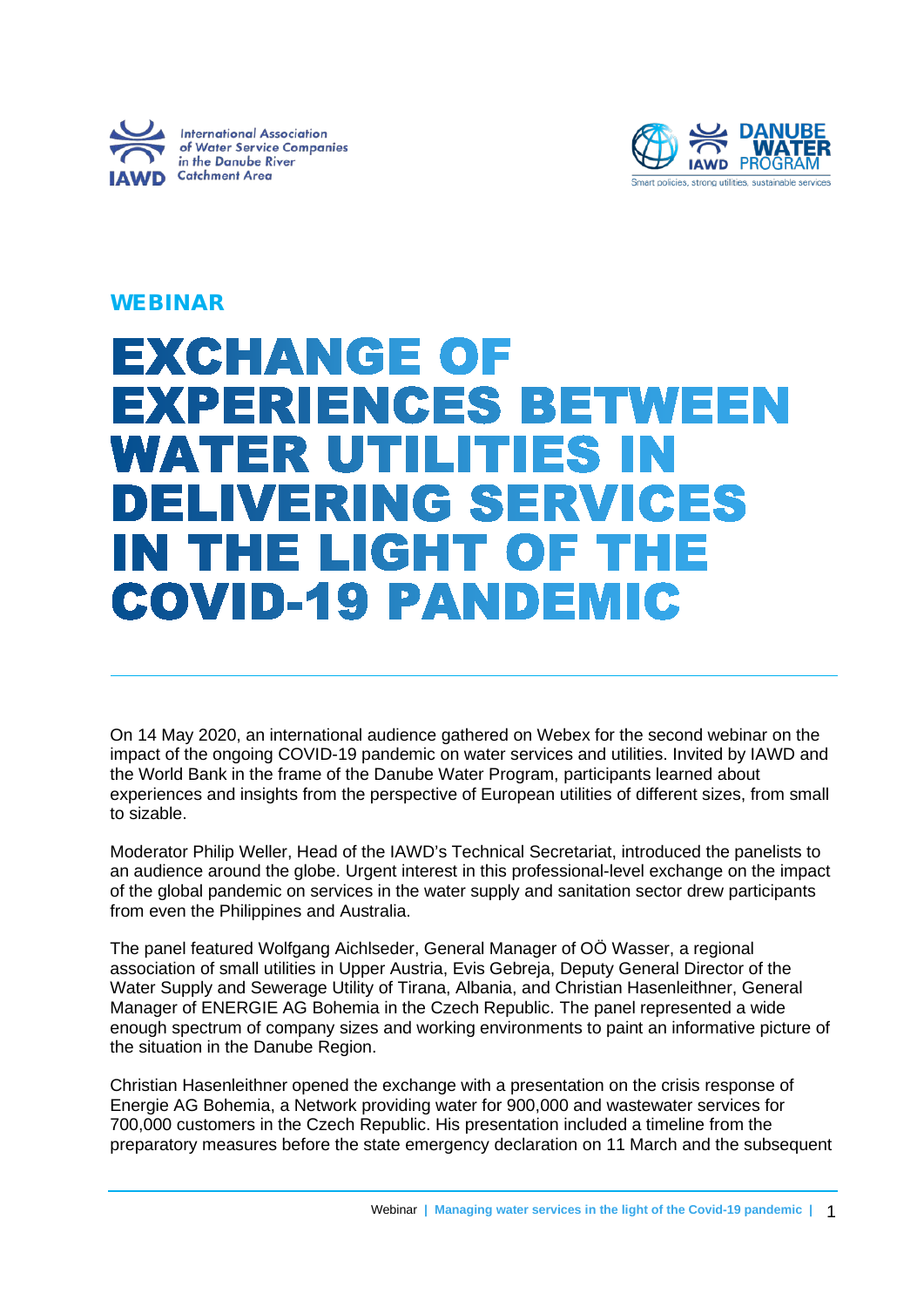International Association of Water Service Companies in the Danube River Catchment Area

IAWD

DANUBE WATER PROGRAM

Smart policies, strong utilities, sustainable services

WEBINAR

# EXCHANGE OF EXPERIENCES BETWEEN WATER UTILITIES IN DELIVERING SERVICES IN THE LIGHT OF THE COVID-19 PANDEMIC

---

On 14 May 2020, an international audience gathered on Webex for the second webinar on the impact of the ongoing COVID-19 pandemic on water services and utilities. Invited by IAWD and the World Bank in the frame of the Danube Water Program, participants learned about experiences and insights from the perspective of European utilities of different sizes, from small to sizable.

Moderator Philip Weller, Head of the IAWD's Technical Secretariat, introduced the panelists to an audience around the globe. Urgent interest in this professional-level exchange on the impact of the global pandemic on services in the water supply and sanitation sector drew participants from even the Philippines and Australia.

The panel featured Wolfgang Aichlseder, General Manager of OÖ Wasser, a regional association of small utilities in Upper Austria, Evis Gebreja, Deputy General Director of the Water Supply and Sewerage Utility of Tirana, Albania, and Christian Hasenleithner, General Manager of ENERGIE AG Bohemia in the Czech Republic. The panel represented a wide enough spectrum of company sizes and working environments to paint an informative picture of the situation in the Danube Region.

Christian Hasenleithner opened the exchange with a presentation on the crisis response of Energie AG Bohemia, a Network providing water for 900,000 and wastewater services for 700,000 customers in the Czech Republic. His presentation included a timeline from the preparatory measures before the state emergency declaration on 11 March and the subsequent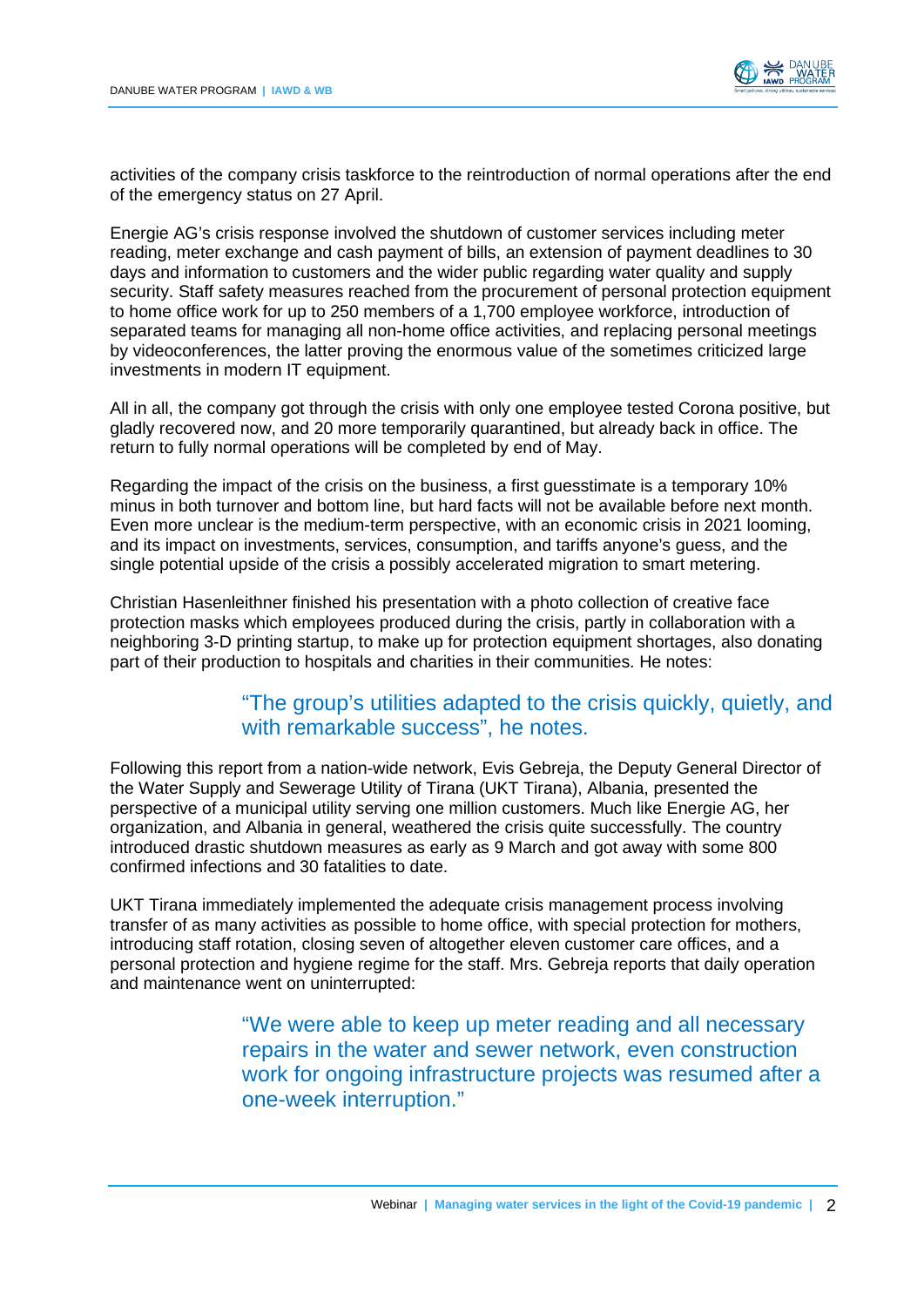activities of the company crisis taskforce to the reintroduction of normal operations after the end of the emergency status on 27 April.

Energie AG's crisis response involved the shutdown of customer services including meter reading, meter exchange and cash payment of bills, an extension of payment deadlines to 30 days and information to customers and the wider public regarding water quality and supply security. Staff safety measures reached from the procurement of personal protection equipment to home office work for up to 250 members of a 1,700 employee workforce, introduction of separated teams for managing all non-home office activities, and replacing personal meetings by videoconferences, the latter proving the enormous value of the sometimes criticized large investments in modern IT equipment.

All in all, the company got through the crisis with only one employee tested Corona positive, but gladly recovered now, and 20 more temporarily quarantined, but already back in office. The return to fully normal operations will be completed by end of May.

Regarding the impact of the crisis on the business, a first guesstimate is a temporary 10% minus in both turnover and bottom line, but hard facts will not be available before next month. Even more unclear is the medium-term perspective, with an economic crisis in 2021 looming, and its impact on investments, services, consumption, and tariffs anyone's guess, and the single potential upside of the crisis a possibly accelerated migration to smart metering.

Christian Hasenleithner finished his presentation with a photo collection of creative face protection masks which employees produced during the crisis, partly in collaboration with a neighboring 3-D printing startup, to make up for protection equipment shortages, also donating part of their production to hospitals and charities in their communities. He notes:

> "The group's utilities adapted to the crisis quickly, quietly, and with remarkable success", he notes.

Following this report from a nation-wide network, Evis Gebreja, the Deputy General Director of the Water Supply and Sewerage Utility of Tirana (UKT Tirana), Albania, presented the perspective of a municipal utility serving one million customers. Much like Energie AG, her organization, and Albania in general, weathered the crisis quite successfully. The country introduced drastic shutdown measures as early as 9 March and got away with some 800 confirmed infections and 30 fatalities to date.

UKT Tirana immediately implemented the adequate crisis management process involving transfer of as many activities as possible to home office, with special protection for mothers, introducing staff rotation, closing seven of altogether eleven customer care offices, and a personal protection and hygiene regime for the staff. Mrs. Gebreja reports that daily operation and maintenance went on uninterrupted:

> "We were able to keep up meter reading and all necessary repairs in the water and sewer network, even construction work for ongoing infrastructure projects was resumed after a one-week interruption."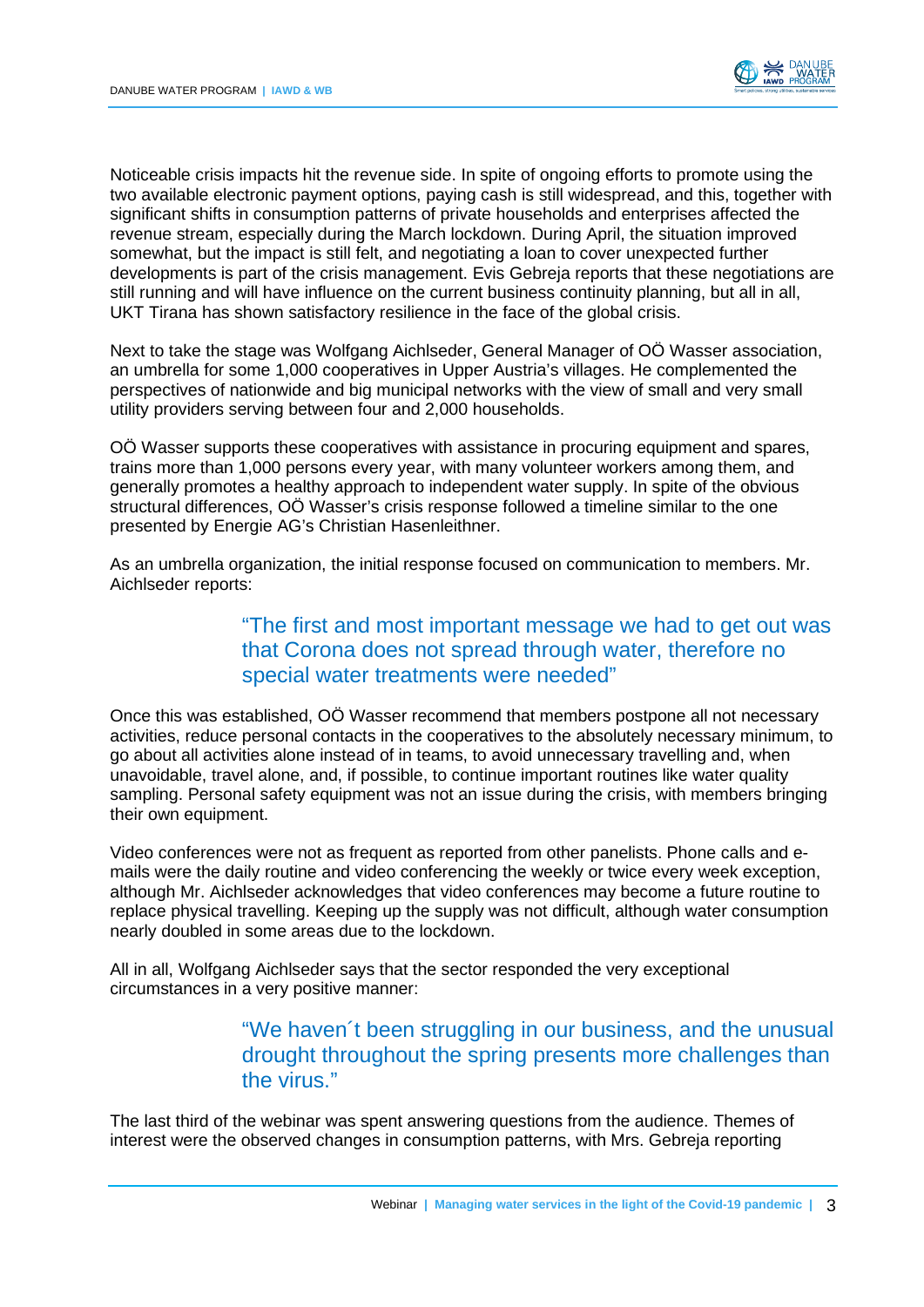Noticeable crisis impacts hit the revenue side. In spite of ongoing efforts to promote using the two available electronic payment options, paying cash is still widespread, and this, together with significant shifts in consumption patterns of private households and enterprises affected the revenue stream, especially during the March lockdown. During April, the situation improved somewhat, but the impact is still felt, and negotiating a loan to cover unexpected further developments is part of the crisis management. Evis Gebreja reports that these negotiations are still running and will have influence on the current business continuity planning, but all in all, UKT Tirana has shown satisfactory resilience in the face of the global crisis.

Next to take the stage was Wolfgang Aichlseder, General Manager of OÖ Wasser association, an umbrella for some 1,000 cooperatives in Upper Austria's villages. He complemented the perspectives of nationwide and big municipal networks with the view of small and very small utility providers serving between four and 2,000 households.

OÖ Wasser supports these cooperatives with assistance in procuring equipment and spares, trains more than 1,000 persons every year, with many volunteer workers among them, and generally promotes a healthy approach to independent water supply. In spite of the obvious structural differences, OÖ Wasser's crisis response followed a timeline similar to the one presented by Energie AG's Christian Hasenleithner.

As an umbrella organization, the initial response focused on communication to members. Mr. Aichlseder reports:

> "The first and most important message we had to get out was that Corona does not spread through water, therefore no special water treatments were needed"

Once this was established, OÖ Wasser recommend that members postpone all not necessary activities, reduce personal contacts in the cooperatives to the absolutely necessary minimum, to go about all activities alone instead of in teams, to avoid unnecessary travelling and, when unavoidable, travel alone, and, if possible, to continue important routines like water quality sampling. Personal safety equipment was not an issue during the crisis, with members bringing their own equipment.

Video conferences were not as frequent as reported from other panelists. Phone calls and e-mails were the daily routine and video conferencing the weekly or twice every week exception, although Mr. Aichlseder acknowledges that video conferences may become a future routine to replace physical travelling. Keeping up the supply was not difficult, although water consumption nearly doubled in some areas due to the lockdown.

All in all, Wolfgang Aichlseder says that the sector responded the very exceptional circumstances in a very positive manner:

> "We haven´t been struggling in our business, and the unusual drought throughout the spring presents more challenges than the virus."

The last third of the webinar was spent answering questions from the audience. Themes of interest were the observed changes in consumption patterns, with Mrs. Gebreja reporting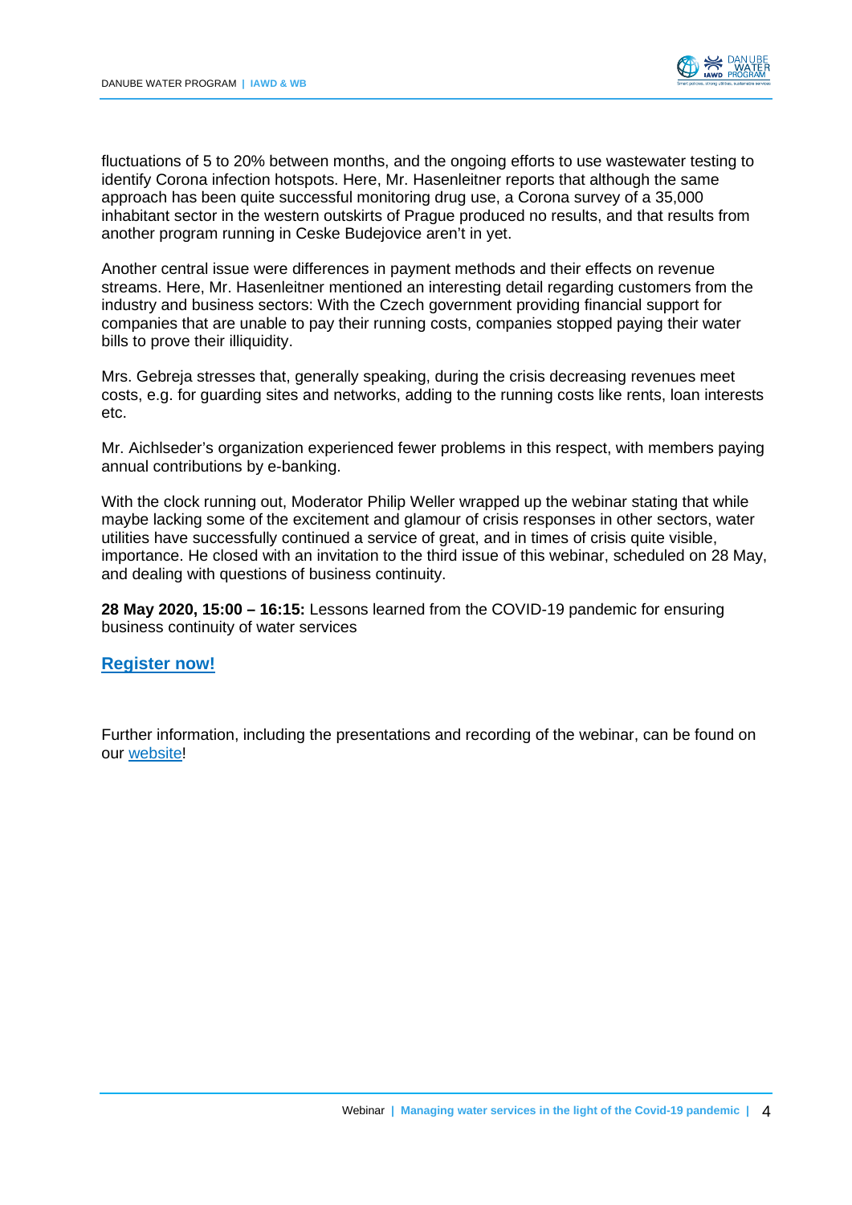fluctuations of 5 to 20% between months, and the ongoing efforts to use wastewater testing to identify Corona infection hotspots. Here, Mr. Hasenleitner reports that although the same approach has been quite successful monitoring drug use, a Corona survey of a 35,000 inhabitant sector in the western outskirts of Prague produced no results, and that results from another program running in Ceske Budejovice aren't in yet.

Another central issue were differences in payment methods and their effects on revenue streams. Here, Mr. Hasenleitner mentioned an interesting detail regarding customers from the industry and business sectors: With the Czech government providing financial support for companies that are unable to pay their running costs, companies stopped paying their water bills to prove their illiquidity.

Mrs. Gebreja stresses that, generally speaking, during the crisis decreasing revenues meet costs, e.g. for guarding sites and networks, adding to the running costs like rents, loan interests etc.

Mr. Aichlseder's organization experienced fewer problems in this respect, with members paying annual contributions by e-banking.

With the clock running out, Moderator Philip Weller wrapped up the webinar stating that while maybe lacking some of the excitement and glamour of crisis responses in other sectors, water utilities have successfully continued a service of great, and in times of crisis quite visible, importance. He closed with an invitation to the third issue of this webinar, scheduled on 28 May, and dealing with questions of business continuity.

**28 May 2020, 15:00 – 16:15:** Lessons learned from the COVID-19 pandemic for ensuring business continuity of water services

**Register now!**

Further information, including the presentations and recording of the webinar, can be found on our website!